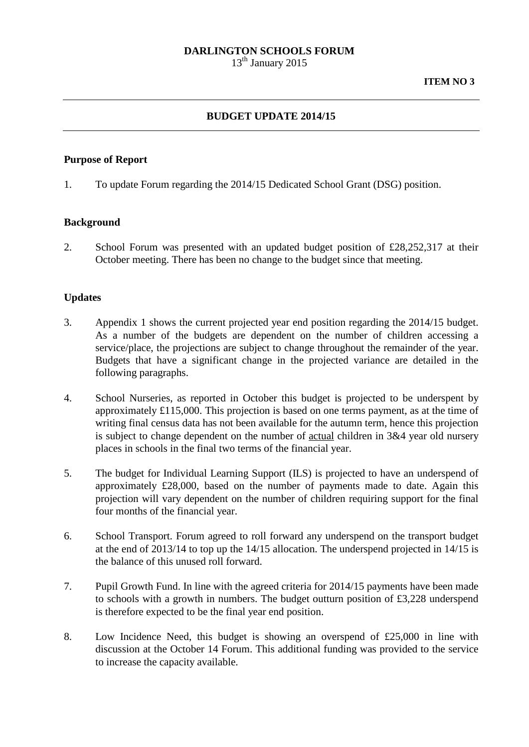**DARLINGTON SCHOOLS FORUM**
13th January 2015

**ITEM NO 3**

---

## BUDGET UPDATE 2014/15

---

### Purpose of Report

1. To update Forum regarding the 2014/15 Dedicated School Grant (DSG) position.

### Background

2. School Forum was presented with an updated budget position of £28,252,317 at their October meeting. There has been no change to the budget since that meeting.

### Updates

3. Appendix 1 shows the current projected year end position regarding the 2014/15 budget. As a number of the budgets are dependent on the number of children accessing a service/place, the projections are subject to change throughout the remainder of the year. Budgets that have a significant change in the projected variance are detailed in the following paragraphs.

4. School Nurseries, as reported in October this budget is projected to be underspent by approximately £115,000. This projection is based on one terms payment, as at the time of writing final census data has not been available for the autumn term, hence this projection is subject to change dependent on the number of actual children in 3&4 year old nursery places in schools in the final two terms of the financial year.

5. The budget for Individual Learning Support (ILS) is projected to have an underspend of approximately £28,000, based on the number of payments made to date. Again this projection will vary dependent on the number of children requiring support for the final four months of the financial year.

6. School Transport. Forum agreed to roll forward any underspend on the transport budget at the end of 2013/14 to top up the 14/15 allocation. The underspend projected in 14/15 is the balance of this unused roll forward.

7. Pupil Growth Fund. In line with the agreed criteria for 2014/15 payments have been made to schools with a growth in numbers. The budget outturn position of £3,228 underspend is therefore expected to be the final year end position.

8. Low Incidence Need, this budget is showing an overspend of £25,000 in line with discussion at the October 14 Forum. This additional funding was provided to the service to increase the capacity available.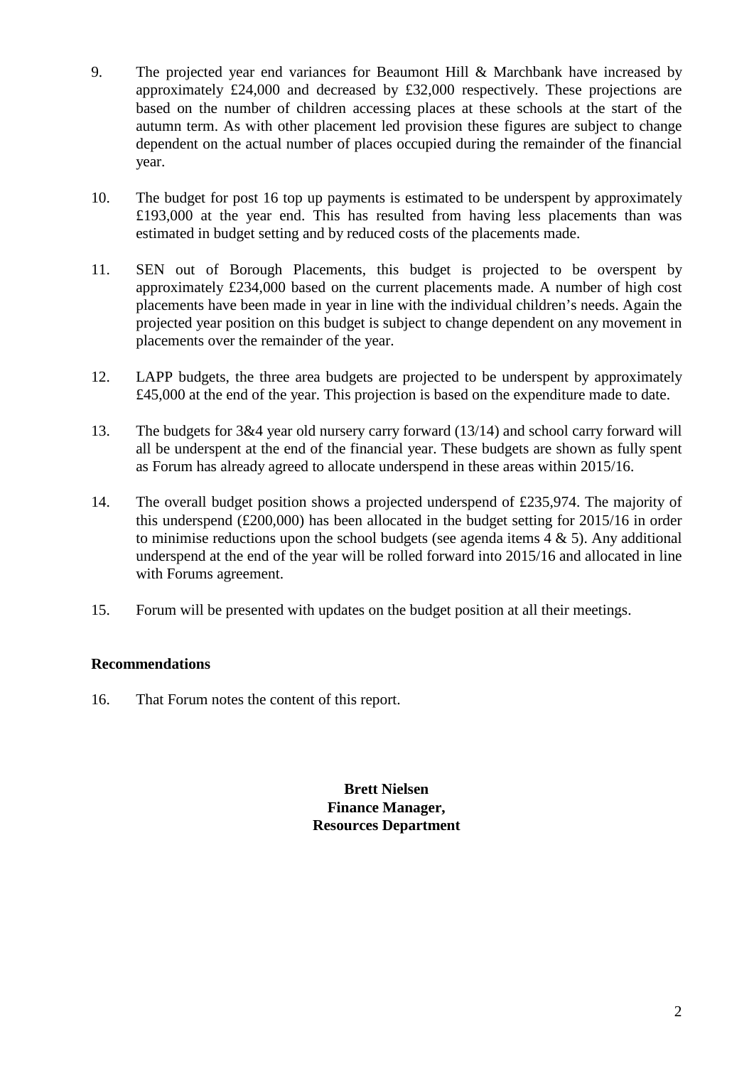9. The projected year end variances for Beaumont Hill & Marchbank have increased by approximately £24,000 and decreased by £32,000 respectively. These projections are based on the number of children accessing places at these schools at the start of the autumn term. As with other placement led provision these figures are subject to change dependent on the actual number of places occupied during the remainder of the financial year.

10. The budget for post 16 top up payments is estimated to be underspent by approximately £193,000 at the year end. This has resulted from having less placements than was estimated in budget setting and by reduced costs of the placements made.

11. SEN out of Borough Placements, this budget is projected to be overspent by approximately £234,000 based on the current placements made. A number of high cost placements have been made in year in line with the individual children's needs. Again the projected year position on this budget is subject to change dependent on any movement in placements over the remainder of the year.

12. LAPP budgets, the three area budgets are projected to be underspent by approximately £45,000 at the end of the year. This projection is based on the expenditure made to date.

13. The budgets for 3&4 year old nursery carry forward (13/14) and school carry forward will all be underspent at the end of the financial year. These budgets are shown as fully spent as Forum has already agreed to allocate underspend in these areas within 2015/16.

14. The overall budget position shows a projected underspend of £235,974. The majority of this underspend (£200,000) has been allocated in the budget setting for 2015/16 in order to minimise reductions upon the school budgets (see agenda items 4 & 5). Any additional underspend at the end of the year will be rolled forward into 2015/16 and allocated in line with Forums agreement.

15. Forum will be presented with updates on the budget position at all their meetings.

**Recommendations**

16. That Forum notes the content of this report.

**Brett Nielsen**
**Finance Manager,**
**Resources Department**